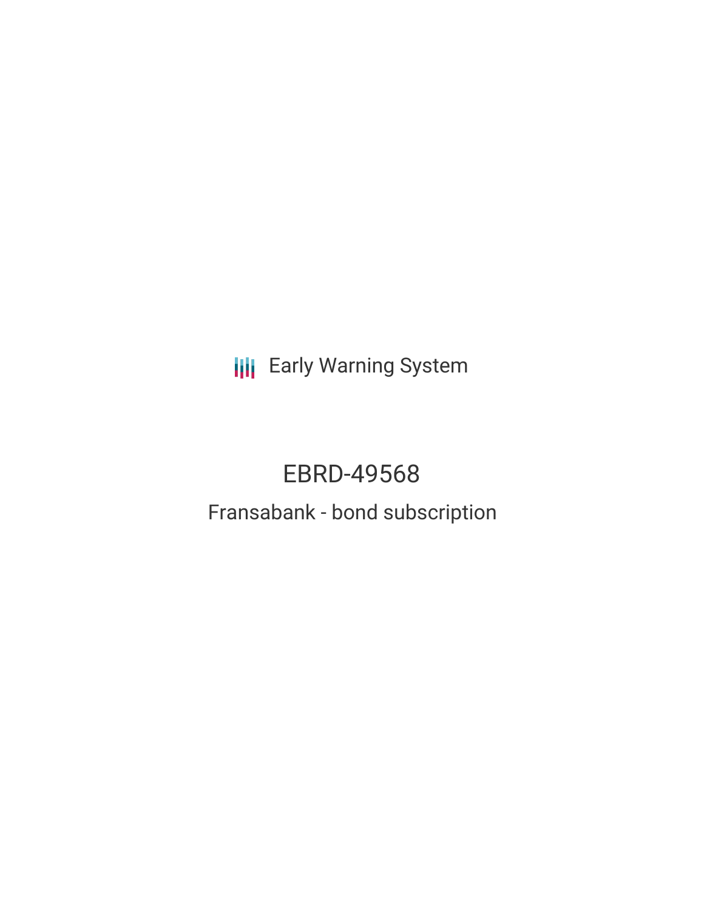Early Warning System

# EBRD-49568

## Fransabank - bond subscription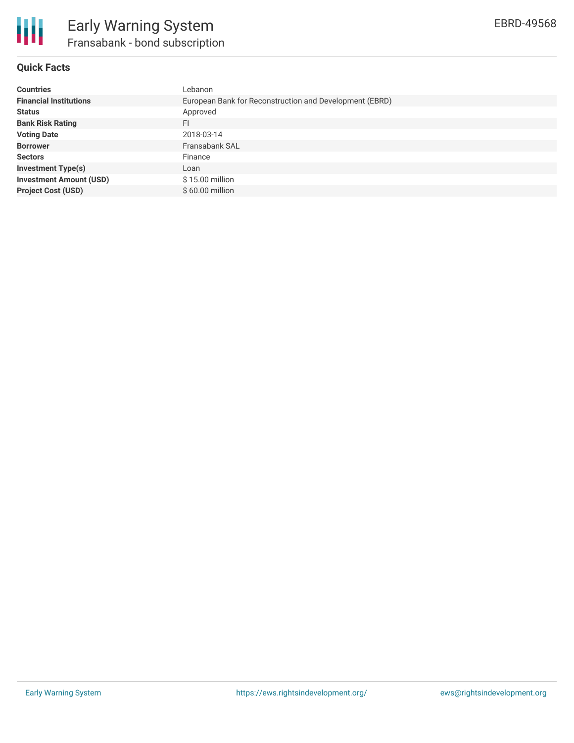# Early Warning System

## Fransabank - bond subscription

EBRD-49568

### Quick Facts

| | |
|---|---|
| **Countries** | Lebanon |
| **Financial Institutions** | European Bank for Reconstruction and Development (EBRD) |
| **Status** | Approved |
| **Bank Risk Rating** | FI |
| **Voting Date** | 2018-03-14 |
| **Borrower** | Fransabank SAL |
| **Sectors** | Finance |
| **Investment Type(s)** | Loan |
| **Investment Amount (USD)** | $ 15.00 million |
| **Project Cost (USD)** | $ 60.00 million |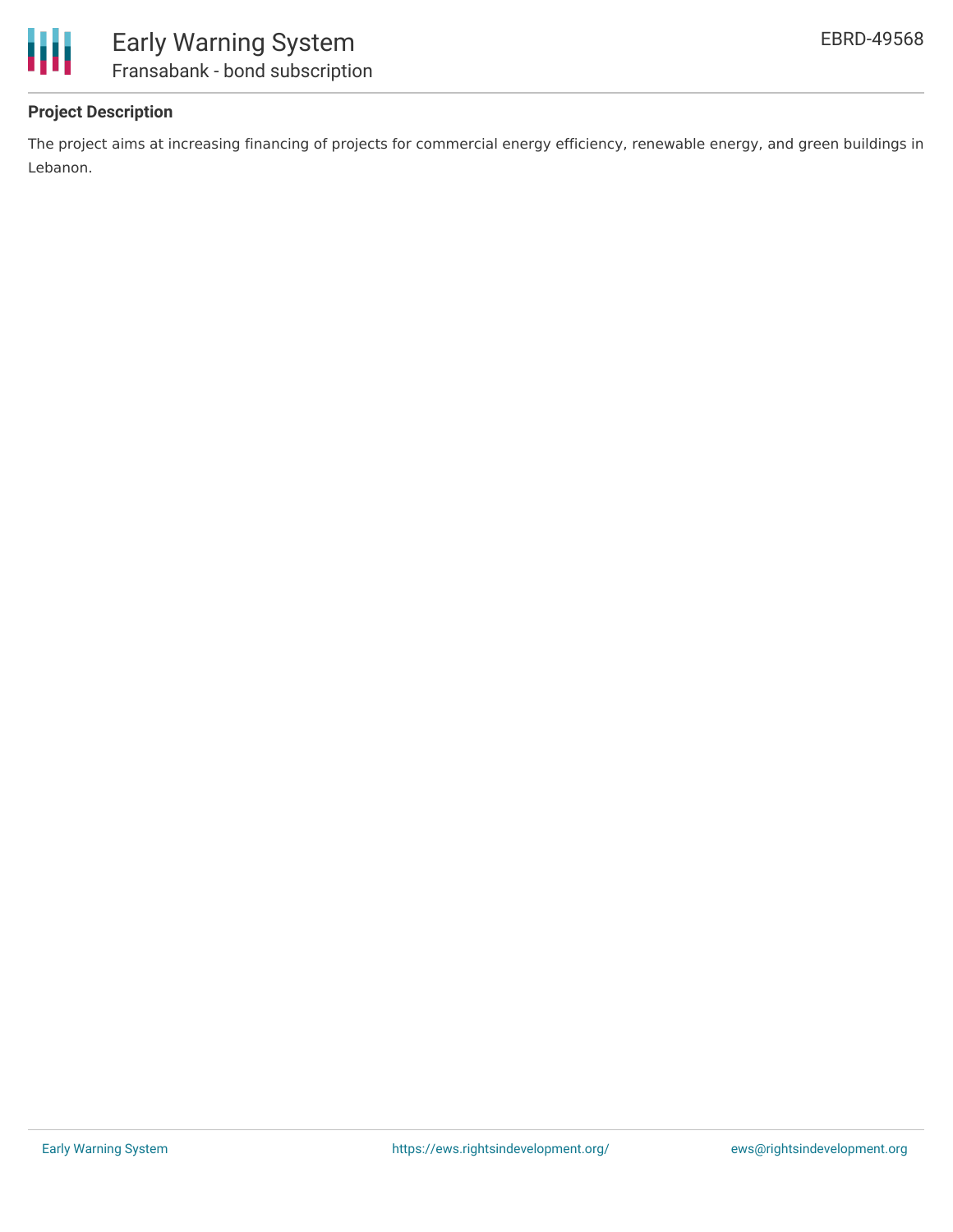## Project Description

The project aims at increasing financing of projects for commercial energy efficiency, renewable energy, and green buildings in Lebanon.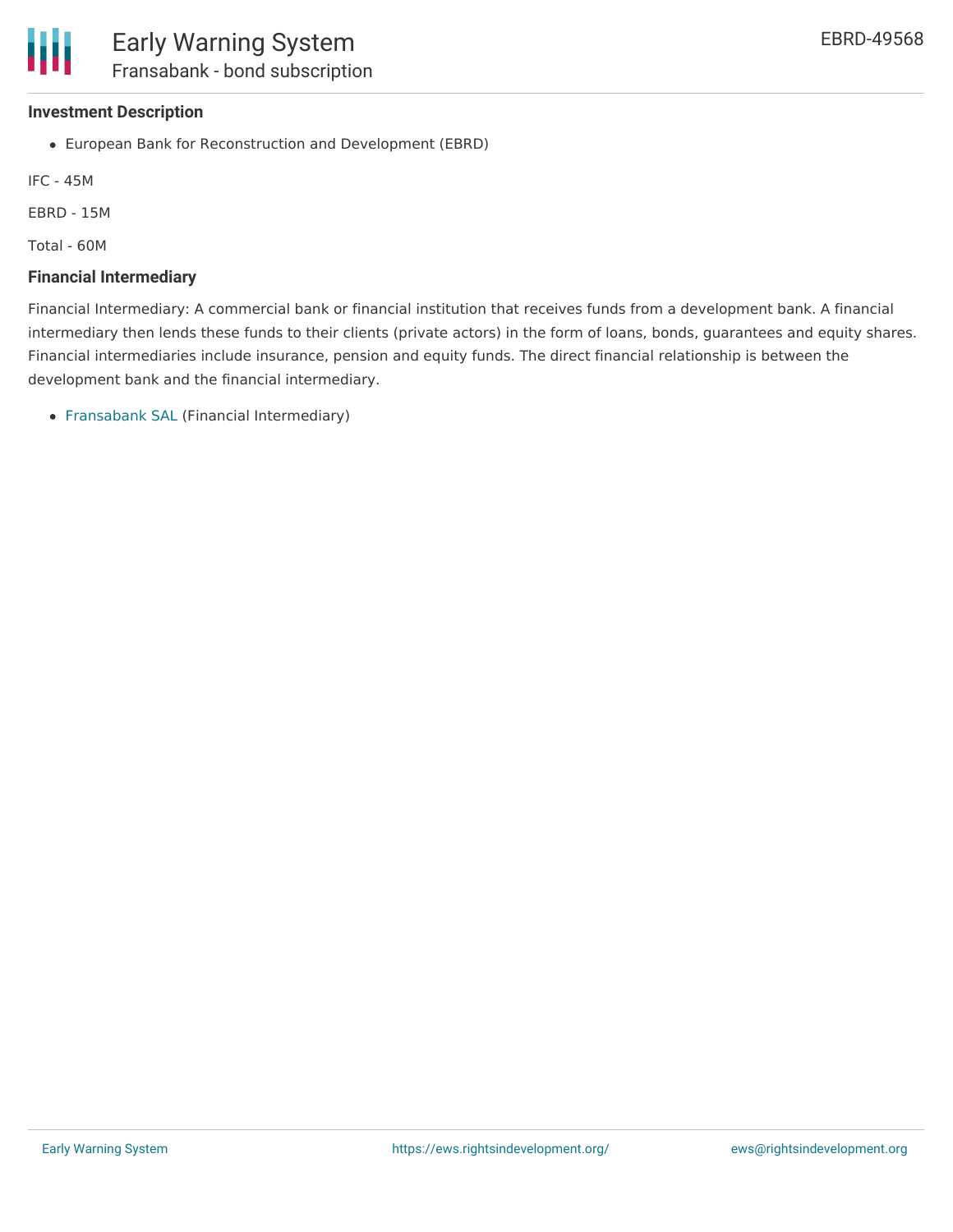**Investment Description**

- European Bank for Reconstruction and Development (EBRD)

IFC - 45M

EBRD - 15M

Total - 60M

**Financial Intermediary**

Financial Intermediary: A commercial bank or financial institution that receives funds from a development bank. A financial intermediary then lends these funds to their clients (private actors) in the form of loans, bonds, guarantees and equity shares. Financial intermediaries include insurance, pension and equity funds. The direct financial relationship is between the development bank and the financial intermediary.

- Fransabank SAL (Financial Intermediary)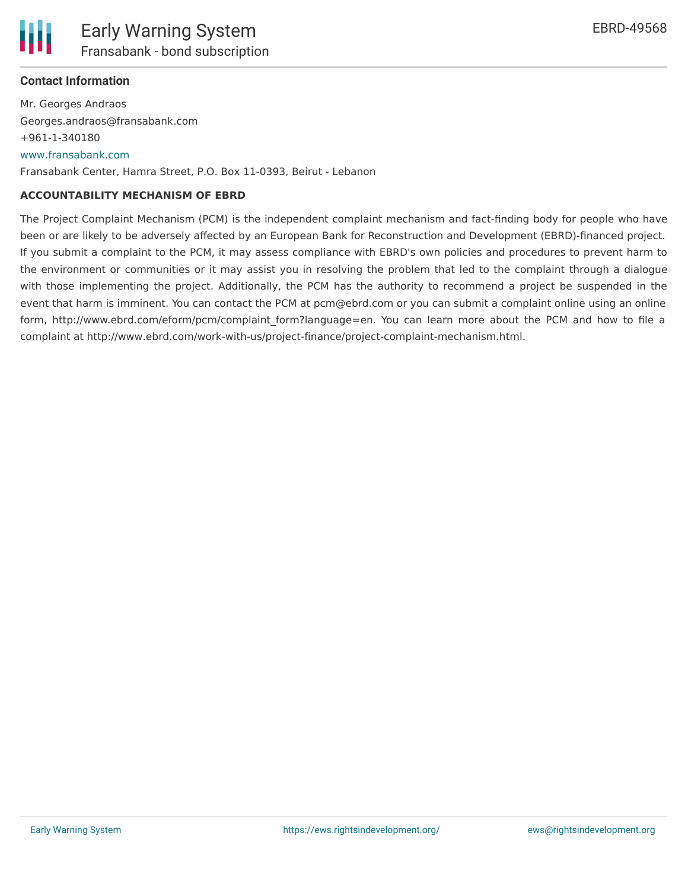### Contact Information

Mr. Georges Andraos

Georges.andraos@fransabank.com

+961-1-340180

www.fransabank.com

Fransabank Center, Hamra Street, P.O. Box 11-0393, Beirut - Lebanon

#### ACCOUNTABILITY MECHANISM OF EBRD

The Project Complaint Mechanism (PCM) is the independent complaint mechanism and fact-finding body for people who have been or are likely to be adversely affected by an European Bank for Reconstruction and Development (EBRD)-financed project. If you submit a complaint to the PCM, it may assess compliance with EBRD's own policies and procedures to prevent harm to the environment or communities or it may assist you in resolving the problem that led to the complaint through a dialogue with those implementing the project. Additionally, the PCM has the authority to recommend a project be suspended in the event that harm is imminent. You can contact the PCM at pcm@ebrd.com or you can submit a complaint online using an online form, http://www.ebrd.com/eform/pcm/complaint_form?language=en. You can learn more about the PCM and how to file a complaint at http://www.ebrd.com/work-with-us/project-finance/project-complaint-mechanism.html.